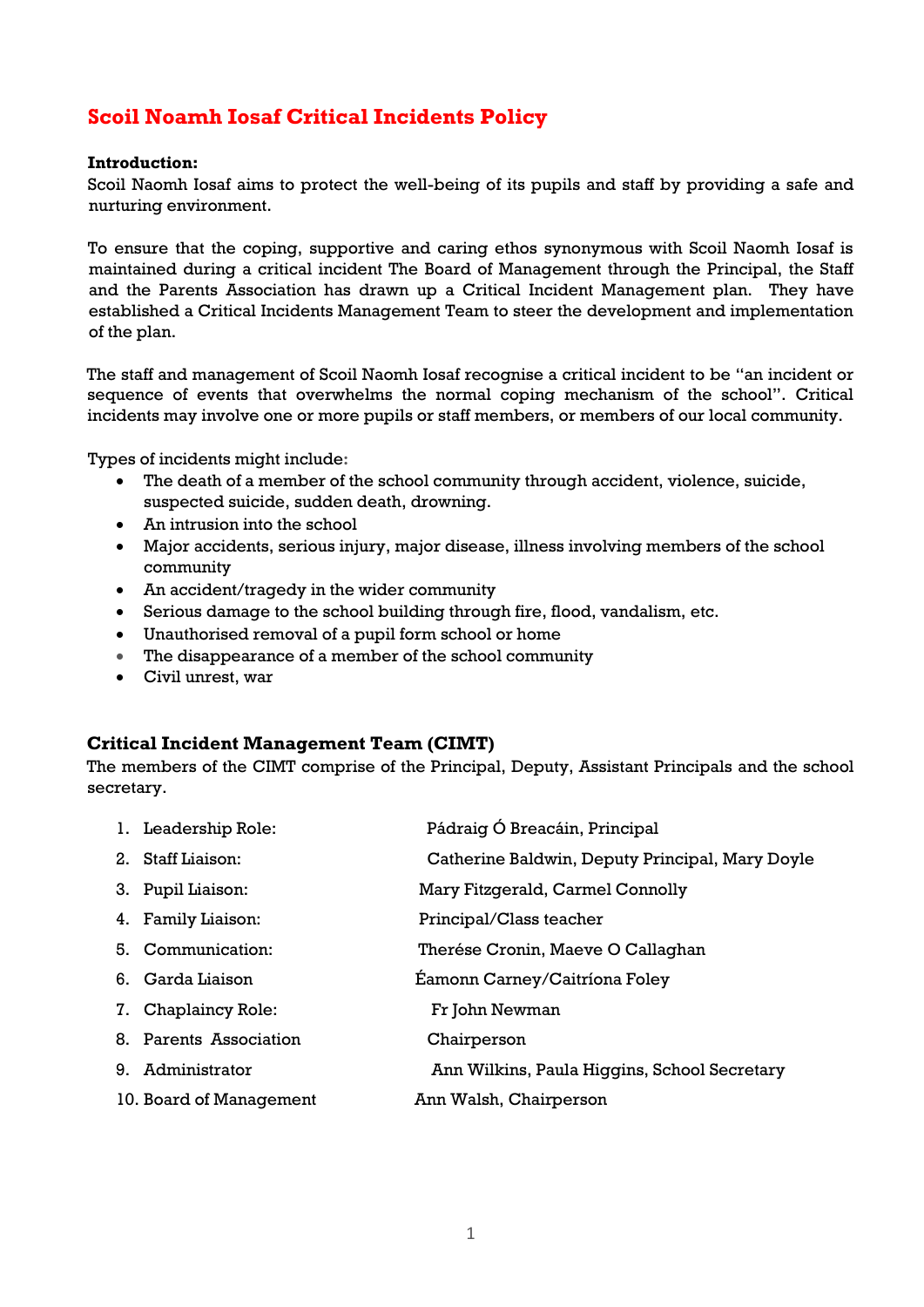# Scoil Noamh Iosaf Critical Incidents Policy

**Introduction:**

Scoil Naomh Iosaf aims to protect the well-being of its pupils and staff by providing a safe and nurturing environment.

To ensure that the coping, supportive and caring ethos synonymous with Scoil Naomh Iosaf is maintained during a critical incident The Board of Management through the Principal, the Staff and the Parents Association has drawn up a Critical Incident Management plan. They have established a Critical Incidents Management Team to steer the development and implementation of the plan.

The staff and management of Scoil Naomh Iosaf recognise a critical incident to be "an incident or sequence of events that overwhelms the normal coping mechanism of the school". Critical incidents may involve one or more pupils or staff members, or members of our local community.

Types of incidents might include:

- The death of a member of the school community through accident, violence, suicide, suspected suicide, sudden death, drowning.
- An intrusion into the school
- Major accidents, serious injury, major disease, illness involving members of the school community
- An accident/tragedy in the wider community
- Serious damage to the school building through fire, flood, vandalism, etc.
- Unauthorised removal of a pupil form school or home
- The disappearance of a member of the school community
- Civil unrest, war

## Critical Incident Management Team (CIMT)

The members of the CIMT comprise of the Principal, Deputy, Assistant Principals and the school secretary.

1. Leadership Role: Pádraig Ó Breacáin, Principal
2. Staff Liaison: Catherine Baldwin, Deputy Principal, Mary Doyle
3. Pupil Liaison: Mary Fitzgerald, Carmel Connolly
4. Family Liaison: Principal/Class teacher
5. Communication: Therése Cronin, Maeve O Callaghan
6. Garda Liaison Éamonn Carney/Caitríona Foley
7. Chaplaincy Role: Fr John Newman
8. Parents Association Chairperson
9. Administrator Ann Wilkins, Paula Higgins, School Secretary
10. Board of Management Ann Walsh, Chairperson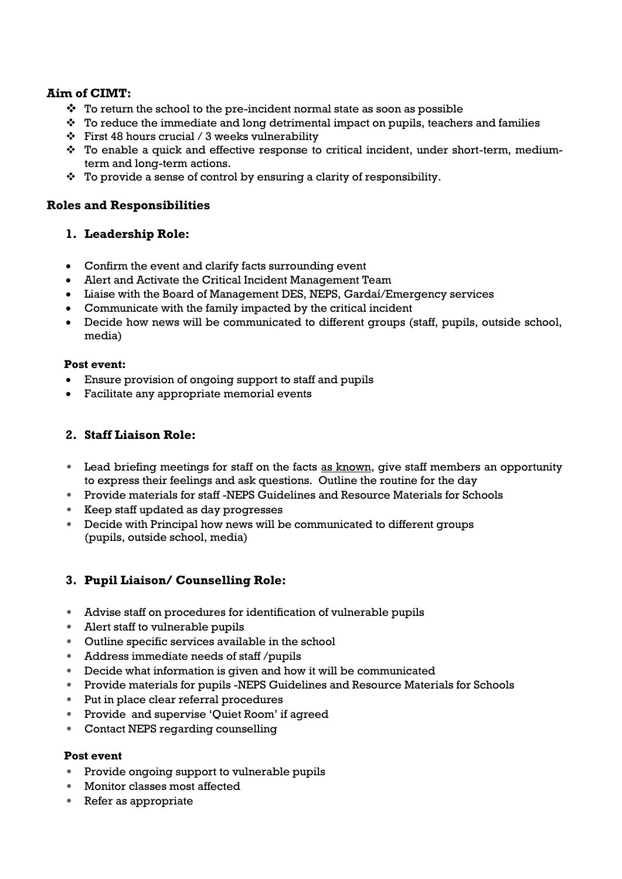### Aim of CIMT:

- To return the school to the pre-incident normal state as soon as possible
- To reduce the immediate and long detrimental impact on pupils, teachers and families
- First 48 hours crucial / 3 weeks vulnerability
- To enable a quick and effective response to critical incident, under short-term, medium-term and long-term actions.
- To provide a sense of control by ensuring a clarity of responsibility.

### Roles and Responsibilities

#### 1. Leadership Role:

- Confirm the event and clarify facts surrounding event
- Alert and Activate the Critical Incident Management Team
- Liaise with the Board of Management DES, NEPS, Gardaí/Emergency services
- Communicate with the family impacted by the critical incident
- Decide how news will be communicated to different groups (staff, pupils, outside school, media)

**Post event:**

- Ensure provision of ongoing support to staff and pupils
- Facilitate any appropriate memorial events

#### 2. Staff Liaison Role:

- Lead briefing meetings for staff on the facts <u>as known</u>, give staff members an opportunity to express their feelings and ask questions. Outline the routine for the day
- Provide materials for staff -NEPS Guidelines and Resource Materials for Schools
- Keep staff updated as day progresses
- Decide with Principal how news will be communicated to different groups (pupils, outside school, media)

#### 3. Pupil Liaison/ Counselling Role:

- Advise staff on procedures for identification of vulnerable pupils
- Alert staff to vulnerable pupils
- Outline specific services available in the school
- Address immediate needs of staff /pupils
- Decide what information is given and how it will be communicated
- Provide materials for pupils -NEPS Guidelines and Resource Materials for Schools
- Put in place clear referral procedures
- Provide and supervise 'Quiet Room' if agreed
- Contact NEPS regarding counselling

**Post event**

- Provide ongoing support to vulnerable pupils
- Monitor classes most affected
- Refer as appropriate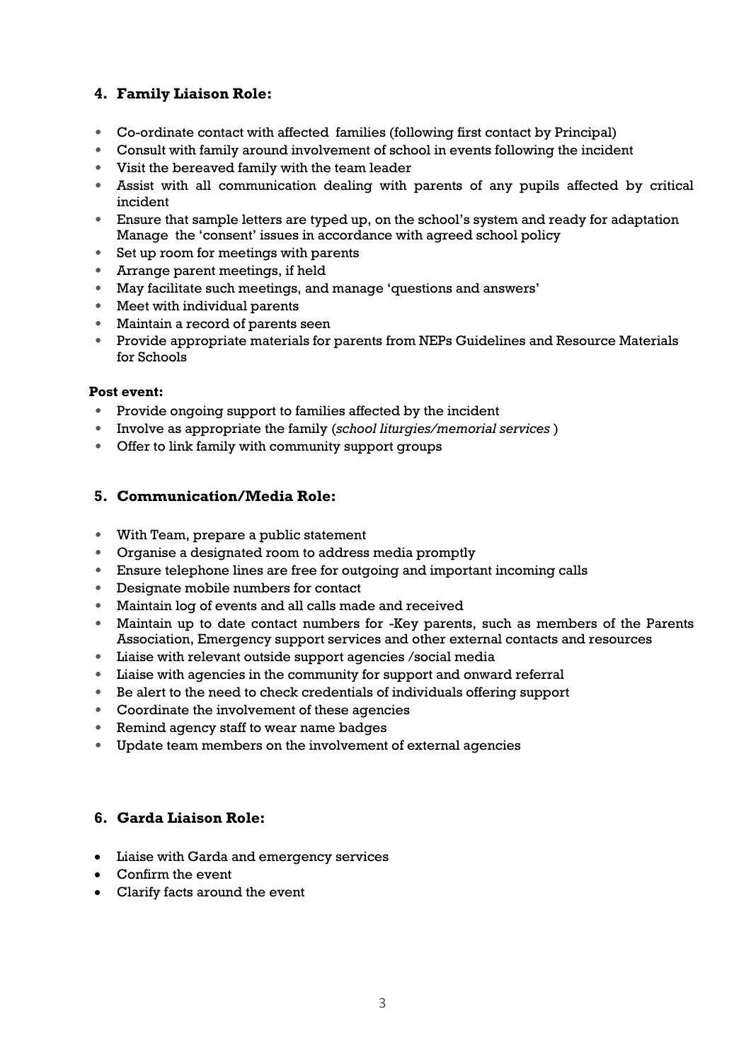## 4. Family Liaison Role:

- Co-ordinate contact with affected families (following first contact by Principal)
- Consult with family around involvement of school in events following the incident
- Visit the bereaved family with the team leader
- Assist with all communication dealing with parents of any pupils affected by critical incident
- Ensure that sample letters are typed up, on the school's system and ready for adaptation Manage the 'consent' issues in accordance with agreed school policy
- Set up room for meetings with parents
- Arrange parent meetings, if held
- May facilitate such meetings, and manage 'questions and answers'
- Meet with individual parents
- Maintain a record of parents seen
- Provide appropriate materials for parents from NEPs Guidelines and Resource Materials for Schools

**Post event:**

- Provide ongoing support to families affected by the incident
- Involve as appropriate the family (*school liturgies/memorial services* )
- Offer to link family with community support groups

## 5. Communication/Media Role:

- With Team, prepare a public statement
- Organise a designated room to address media promptly
- Ensure telephone lines are free for outgoing and important incoming calls
- Designate mobile numbers for contact
- Maintain log of events and all calls made and received
- Maintain up to date contact numbers for -Key parents, such as members of the Parents Association, Emergency support services and other external contacts and resources
- Liaise with relevant outside support agencies /social media
- Liaise with agencies in the community for support and onward referral
- Be alert to the need to check credentials of individuals offering support
- Coordinate the involvement of these agencies
- Remind agency staff to wear name badges
- Update team members on the involvement of external agencies

## 6. Garda Liaison Role:

- Liaise with Garda and emergency services
- Confirm the event
- Clarify facts around the event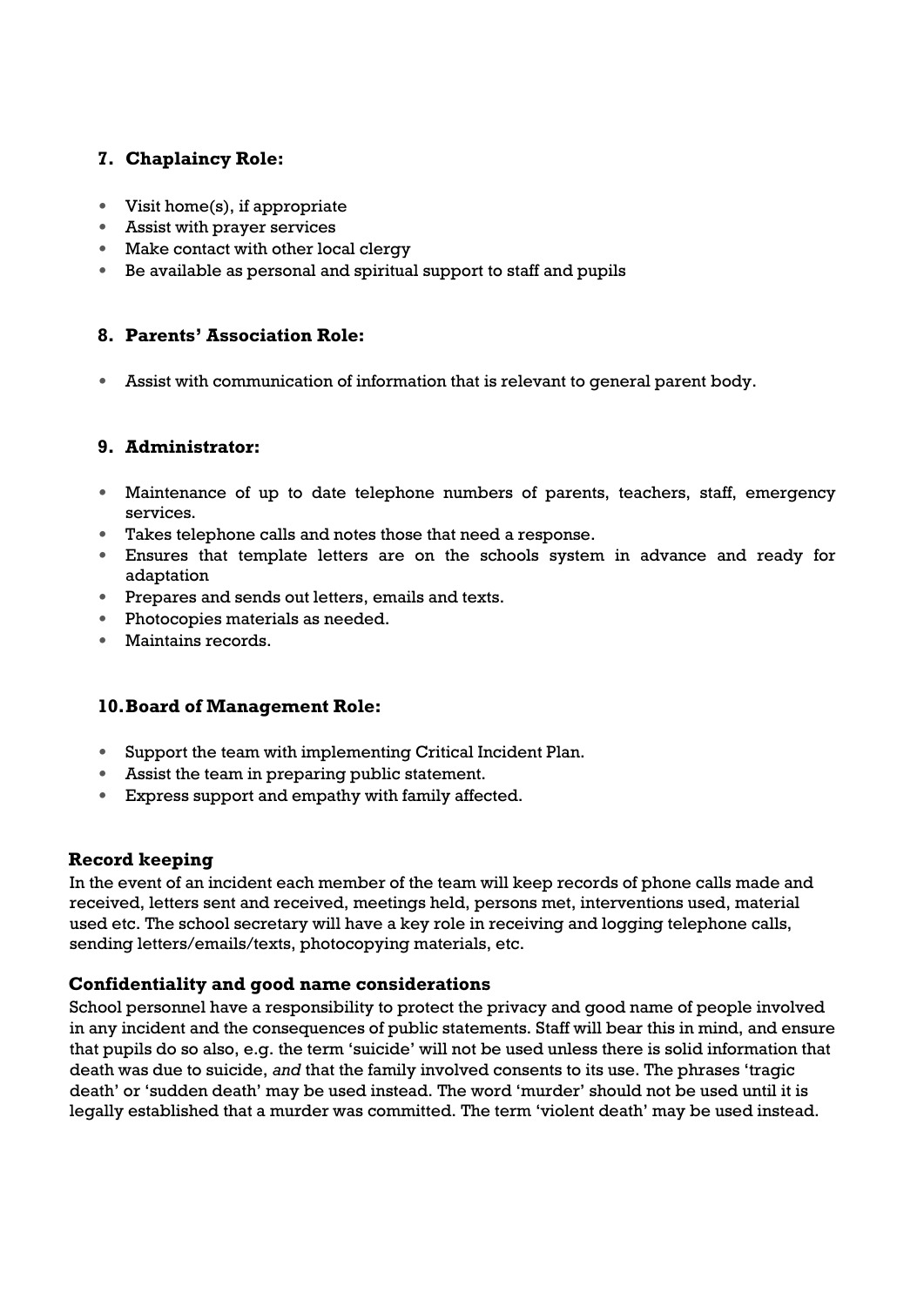## 7. Chaplaincy Role:

- Visit home(s), if appropriate
- Assist with prayer services
- Make contact with other local clergy
- Be available as personal and spiritual support to staff and pupils

## 8. Parents' Association Role:

- Assist with communication of information that is relevant to general parent body.

## 9. Administrator:

- Maintenance of up to date telephone numbers of parents, teachers, staff, emergency services.
- Takes telephone calls and notes those that need a response.
- Ensures that template letters are on the schools system in advance and ready for adaptation
- Prepares and sends out letters, emails and texts.
- Photocopies materials as needed.
- Maintains records.

## 10. Board of Management Role:

- Support the team with implementing Critical Incident Plan.
- Assist the team in preparing public statement.
- Express support and empathy with family affected.

### Record keeping

In the event of an incident each member of the team will keep records of phone calls made and received, letters sent and received, meetings held, persons met, interventions used, material used etc. The school secretary will have a key role in receiving and logging telephone calls, sending letters/emails/texts, photocopying materials, etc.

### Confidentiality and good name considerations

School personnel have a responsibility to protect the privacy and good name of people involved in any incident and the consequences of public statements. Staff will bear this in mind, and ensure that pupils do so also, e.g. the term 'suicide' will not be used unless there is solid information that death was due to suicide, *and* that the family involved consents to its use. The phrases 'tragic death' or 'sudden death' may be used instead. The word 'murder' should not be used until it is legally established that a murder was committed. The term 'violent death' may be used instead.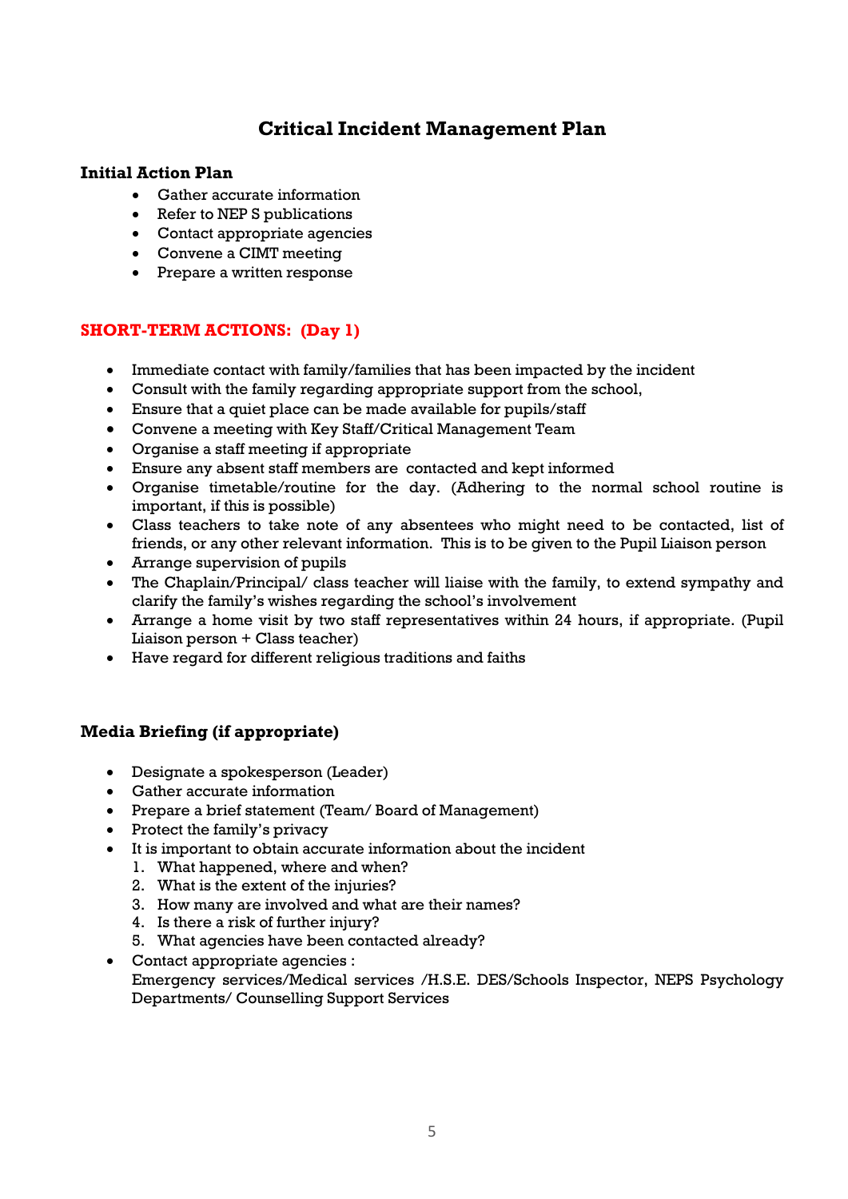# Critical Incident Management Plan

## Initial Action Plan

- Gather accurate information
- Refer to NEP S publications
- Contact appropriate agencies
- Convene a CIMT meeting
- Prepare a written response

## SHORT-TERM ACTIONS: (Day 1)

- Immediate contact with family/families that has been impacted by the incident
- Consult with the family regarding appropriate support from the school,
- Ensure that a quiet place can be made available for pupils/staff
- Convene a meeting with Key Staff/Critical Management Team
- Organise a staff meeting if appropriate
- Ensure any absent staff members are contacted and kept informed
- Organise timetable/routine for the day. (Adhering to the normal school routine is important, if this is possible)
- Class teachers to take note of any absentees who might need to be contacted, list of friends, or any other relevant information. This is to be given to the Pupil Liaison person
- Arrange supervision of pupils
- The Chaplain/Principal/ class teacher will liaise with the family, to extend sympathy and clarify the family's wishes regarding the school's involvement
- Arrange a home visit by two staff representatives within 24 hours, if appropriate. (Pupil Liaison person + Class teacher)
- Have regard for different religious traditions and faiths

## Media Briefing (if appropriate)

- Designate a spokesperson (Leader)
- Gather accurate information
- Prepare a brief statement (Team/ Board of Management)
- Protect the family's privacy
- It is important to obtain accurate information about the incident
  1. What happened, where and when?
  2. What is the extent of the injuries?
  3. How many are involved and what are their names?
  4. Is there a risk of further injury?
  5. What agencies have been contacted already?
- Contact appropriate agencies :
  Emergency services/Medical services /H.S.E. DES/Schools Inspector, NEPS Psychology Departments/ Counselling Support Services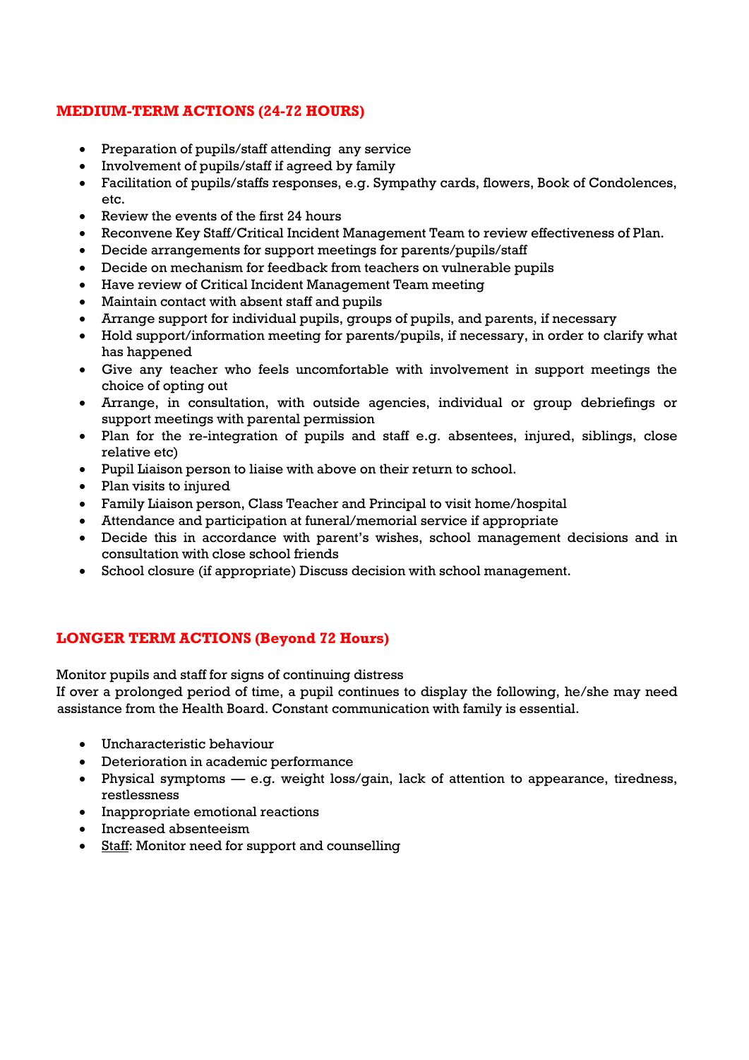## MEDIUM-TERM ACTIONS (24-72 HOURS)

- Preparation of pupils/staff attending any service
- Involvement of pupils/staff if agreed by family
- Facilitation of pupils/staffs responses, e.g. Sympathy cards, flowers, Book of Condolences, etc.
- Review the events of the first 24 hours
- Reconvene Key Staff/Critical Incident Management Team to review effectiveness of Plan.
- Decide arrangements for support meetings for parents/pupils/staff
- Decide on mechanism for feedback from teachers on vulnerable pupils
- Have review of Critical Incident Management Team meeting
- Maintain contact with absent staff and pupils
- Arrange support for individual pupils, groups of pupils, and parents, if necessary
- Hold support/information meeting for parents/pupils, if necessary, in order to clarify what has happened
- Give any teacher who feels uncomfortable with involvement in support meetings the choice of opting out
- Arrange, in consultation, with outside agencies, individual or group debriefings or support meetings with parental permission
- Plan for the re-integration of pupils and staff e.g. absentees, injured, siblings, close relative etc)
- Pupil Liaison person to liaise with above on their return to school.
- Plan visits to injured
- Family Liaison person, Class Teacher and Principal to visit home/hospital
- Attendance and participation at funeral/memorial service if appropriate
- Decide this in accordance with parent's wishes, school management decisions and in consultation with close school friends
- School closure (if appropriate) Discuss decision with school management.

## LONGER TERM ACTIONS (Beyond 72 Hours)

Monitor pupils and staff for signs of continuing distress
If over a prolonged period of time, a pupil continues to display the following, he/she may need assistance from the Health Board. Constant communication with family is essential.

- Uncharacteristic behaviour
- Deterioration in academic performance
- Physical symptoms — e.g. weight loss/gain, lack of attention to appearance, tiredness, restlessness
- Inappropriate emotional reactions
- Increased absenteeism
- Staff: Monitor need for support and counselling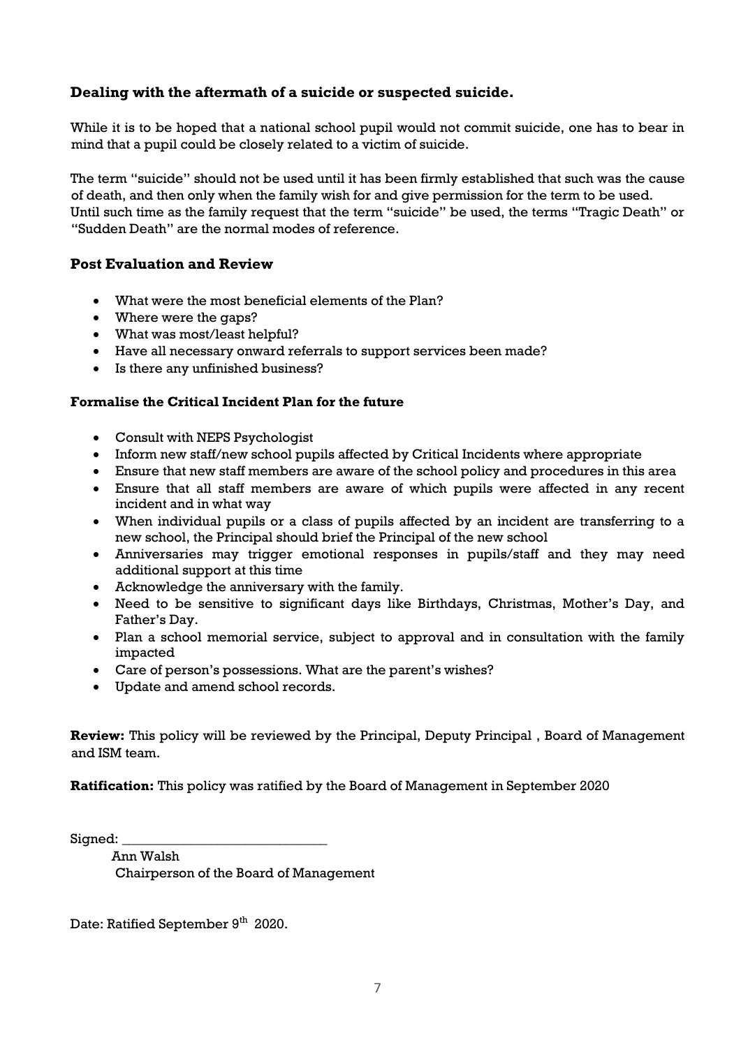### Dealing with the aftermath of a suicide or suspected suicide.

While it is to be hoped that a national school pupil would not commit suicide, one has to bear in mind that a pupil could be closely related to a victim of suicide.

The term "suicide" should not be used until it has been firmly established that such was the cause of death, and then only when the family wish for and give permission for the term to be used. Until such time as the family request that the term "suicide" be used, the terms "Tragic Death" or "Sudden Death" are the normal modes of reference.

### Post Evaluation and Review

- What were the most beneficial elements of the Plan?
- Where were the gaps?
- What was most/least helpful?
- Have all necessary onward referrals to support services been made?
- Is there any unfinished business?

**Formalise the Critical Incident Plan for the future**

- Consult with NEPS Psychologist
- Inform new staff/new school pupils affected by Critical Incidents where appropriate
- Ensure that new staff members are aware of the school policy and procedures in this area
- Ensure that all staff members are aware of which pupils were affected in any recent incident and in what way
- When individual pupils or a class of pupils affected by an incident are transferring to a new school, the Principal should brief the Principal of the new school
- Anniversaries may trigger emotional responses in pupils/staff and they may need additional support at this time
- Acknowledge the anniversary with the family.
- Need to be sensitive to significant days like Birthdays, Christmas, Mother's Day, and Father's Day.
- Plan a school memorial service, subject to approval and in consultation with the family impacted
- Care of person's possessions. What are the parent's wishes?
- Update and amend school records.

**Review:** This policy will be reviewed by the Principal, Deputy Principal , Board of Management and ISM team.

**Ratification:** This policy was ratified by the Board of Management in September 2020

Signed: ______________________________

Ann Walsh

Chairperson of the Board of Management

Date: Ratified September 9th 2020.